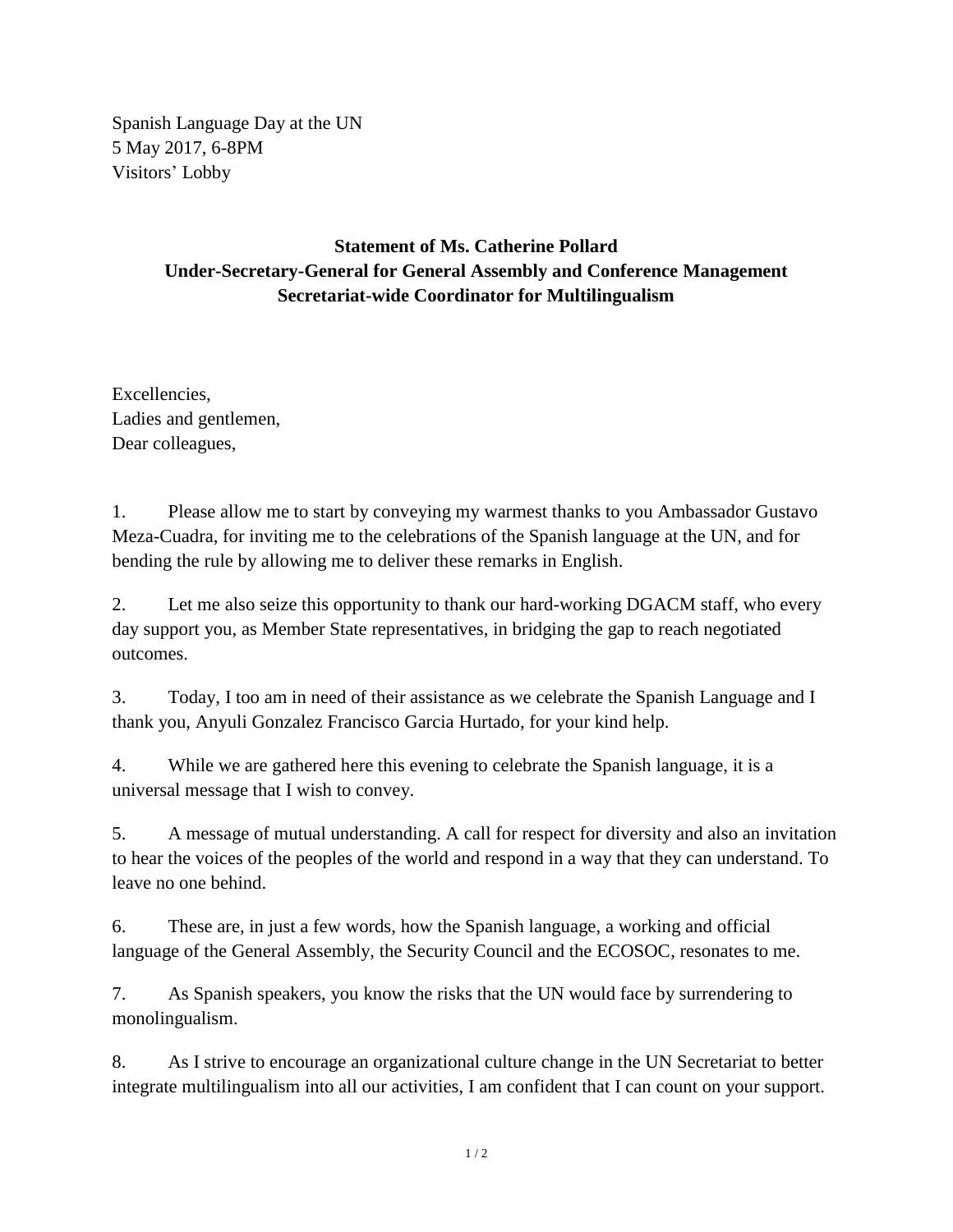Spanish Language Day at the UN
5 May 2017, 6-8PM
Visitors' Lobby

**Statement of Ms. Catherine Pollard**
**Under-Secretary-General for General Assembly and Conference Management**
**Secretariat-wide Coordinator for Multilingualism**

Excellencies,
Ladies and gentlemen,
Dear colleagues,

1. Please allow me to start by conveying my warmest thanks to you Ambassador Gustavo Meza-Cuadra, for inviting me to the celebrations of the Spanish language at the UN, and for bending the rule by allowing me to deliver these remarks in English.

2. Let me also seize this opportunity to thank our hard-working DGACM staff, who every day support you, as Member State representatives, in bridging the gap to reach negotiated outcomes.

3. Today, I too am in need of their assistance as we celebrate the Spanish Language and I thank you, Anyuli Gonzalez Francisco Garcia Hurtado, for your kind help.

4. While we are gathered here this evening to celebrate the Spanish language, it is a universal message that I wish to convey.

5. A message of mutual understanding. A call for respect for diversity and also an invitation to hear the voices of the peoples of the world and respond in a way that they can understand. To leave no one behind.

6. These are, in just a few words, how the Spanish language, a working and official language of the General Assembly, the Security Council and the ECOSOC, resonates to me.

7. As Spanish speakers, you know the risks that the UN would face by surrendering to monolingualism.

8. As I strive to encourage an organizational culture change in the UN Secretariat to better integrate multilingualism into all our activities, I am confident that I can count on your support.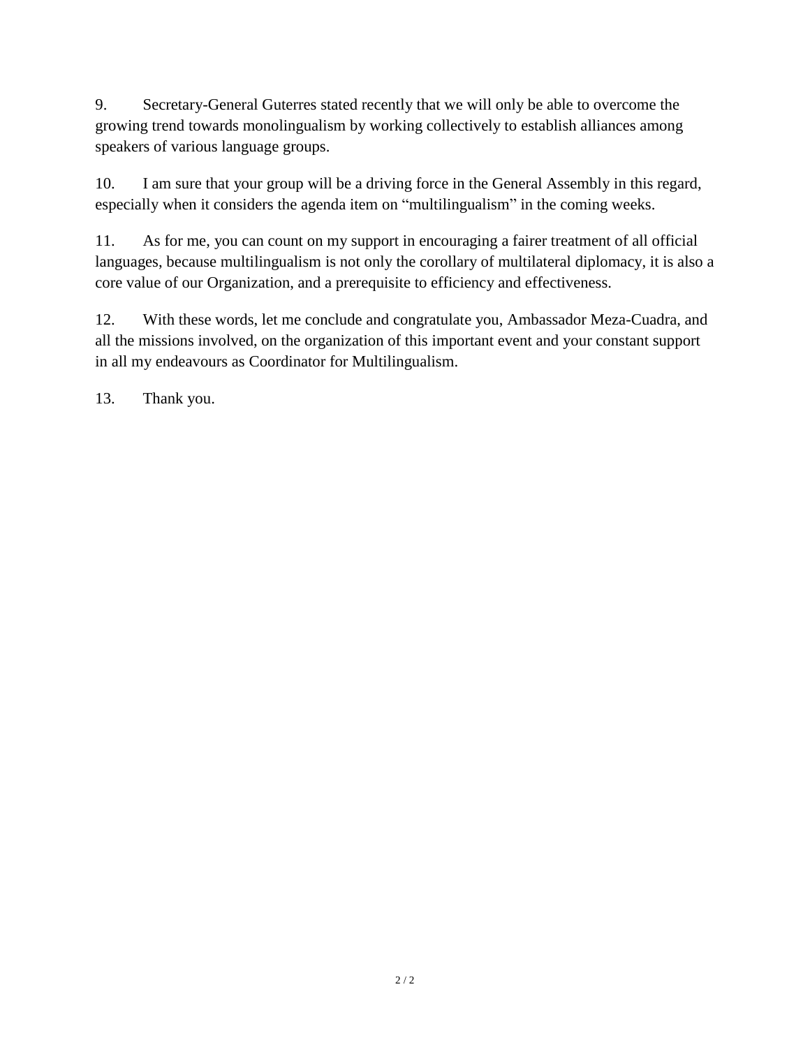9. Secretary-General Guterres stated recently that we will only be able to overcome the growing trend towards monolingualism by working collectively to establish alliances among speakers of various language groups.

10. I am sure that your group will be a driving force in the General Assembly in this regard, especially when it considers the agenda item on “multilingualism” in the coming weeks.

11. As for me, you can count on my support in encouraging a fairer treatment of all official languages, because multilingualism is not only the corollary of multilateral diplomacy, it is also a core value of our Organization, and a prerequisite to efficiency and effectiveness.

12. With these words, let me conclude and congratulate you, Ambassador Meza-Cuadra, and all the missions involved, on the organization of this important event and your constant support in all my endeavours as Coordinator for Multilingualism.

13. Thank you.